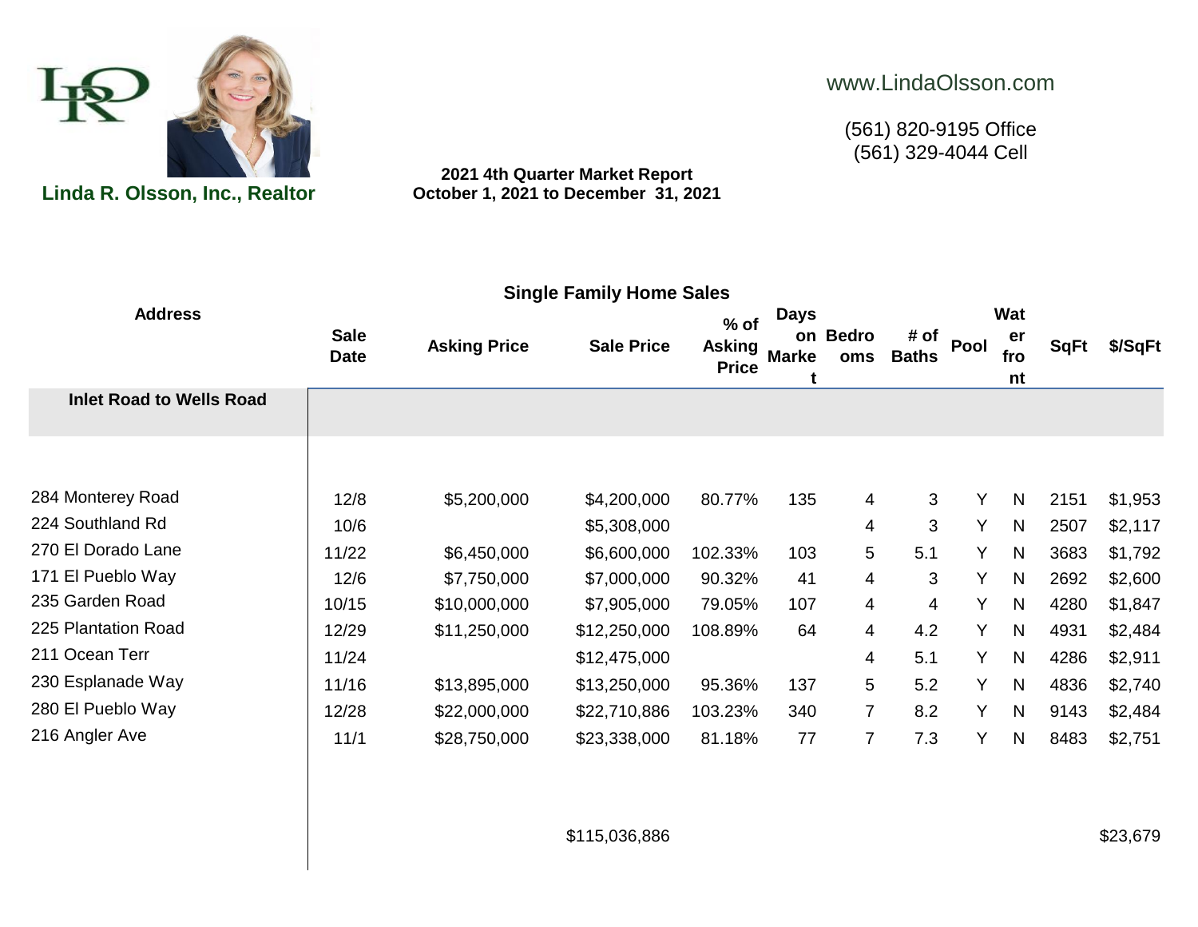**Linda R. Olsson, Inc., Realtor**

www.LindaOlsson.com

(561) 820-9195 Office
(561) 329-4044 Cell

**2021 4th Quarter Market Report**
**October 1, 2021 to December 31, 2021**

## Single Family Home Sales

| Address | Sale Date | Asking Price | Sale Price | % of Asking Price | Days on Market | Bedrooms | # of Baths | Pool | Waterfront | SqFt | $/SqFt |
|---|---|---|---|---|---|---|---|---|---|---|---|
| **Inlet Road to Wells Road** | | | | | | | | | | | |
| 284 Monterey Road | 12/8 | $5,200,000 | $4,200,000 | 80.77% | 135 | 4 | 3 | Y | N | 2151 | $1,953 |
| 224 Southland Rd | 10/6 | | $5,308,000 | | | 4 | 3 | Y | N | 2507 | $2,117 |
| 270 El Dorado Lane | 11/22 | $6,450,000 | $6,600,000 | 102.33% | 103 | 5 | 5.1 | Y | N | 3683 | $1,792 |
| 171 El Pueblo Way | 12/6 | $7,750,000 | $7,000,000 | 90.32% | 41 | 4 | 3 | Y | N | 2692 | $2,600 |
| 235 Garden Road | 10/15 | $10,000,000 | $7,905,000 | 79.05% | 107 | 4 | 4 | Y | N | 4280 | $1,847 |
| 225 Plantation Road | 12/29 | $11,250,000 | $12,250,000 | 108.89% | 64 | 4 | 4.2 | Y | N | 4931 | $2,484 |
| 211 Ocean Terr | 11/24 | | $12,475,000 | | | 4 | 5.1 | Y | N | 4286 | $2,911 |
| 230 Esplanade Way | 11/16 | $13,895,000 | $13,250,000 | 95.36% | 137 | 5 | 5.2 | Y | N | 4836 | $2,740 |
| 280 El Pueblo Way | 12/28 | $22,000,000 | $22,710,886 | 103.23% | 340 | 7 | 8.2 | Y | N | 9143 | $2,484 |
| 216 Angler Ave | 11/1 | $28,750,000 | $23,338,000 | 81.18% | 77 | 7 | 7.3 | Y | N | 8483 | $2,751 |
| | | | $115,036,886 | | | | | | | | $23,679 |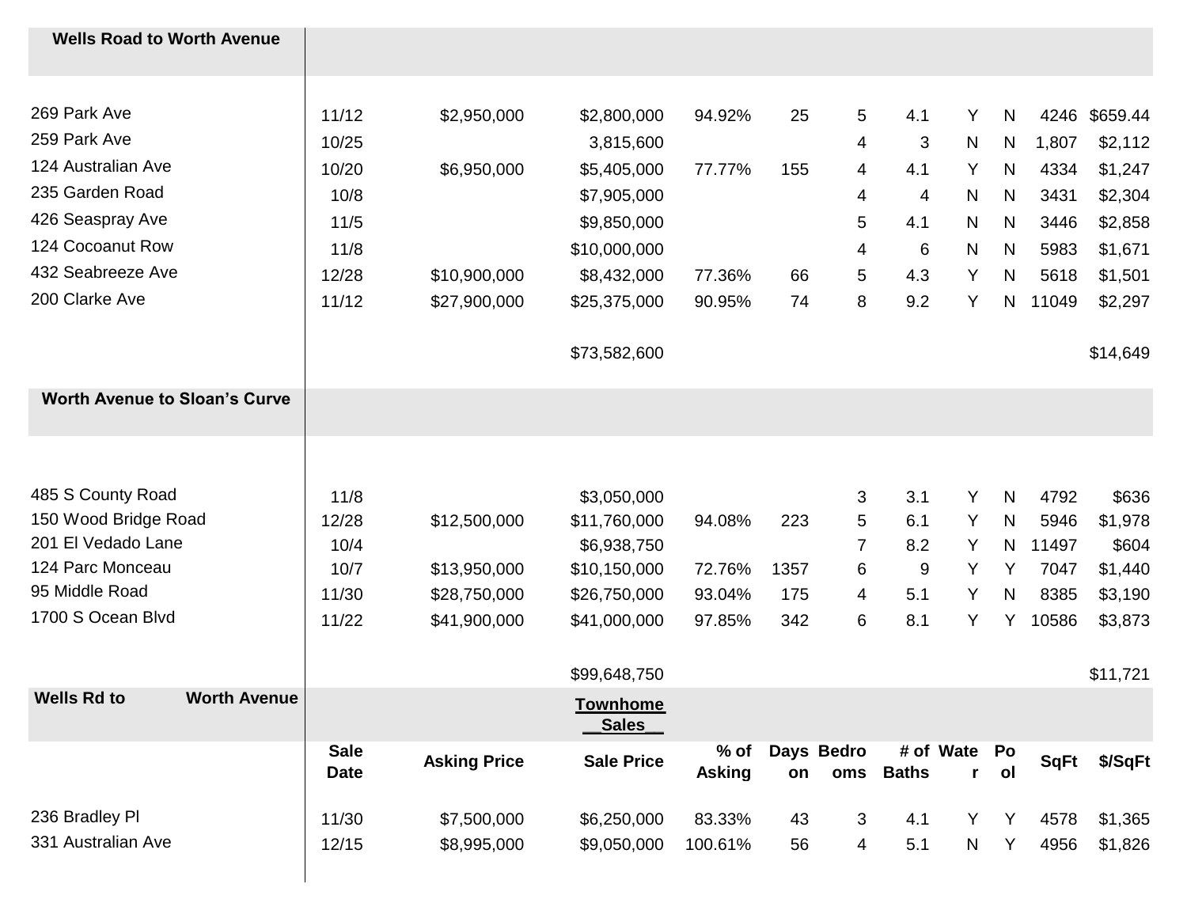| Wells Road to Worth Avenue | | | | | | | | | | | |
|---|---|---|---|---|---|---|---|---|---|---|---|
| 269 Park Ave | 11/12 | $2,950,000 | $2,800,000 | 94.92% | 25 | 5 | 4.1 | Y | N | 4246 | $659.44 |
| 259 Park Ave | 10/25 | | 3,815,600 | | | 4 | 3 | N | N | 1,807 | $2,112 |
| 124 Australian Ave | 10/20 | $6,950,000 | $5,405,000 | 77.77% | 155 | 4 | 4.1 | Y | N | 4334 | $1,247 |
| 235 Garden Road | 10/8 | | $7,905,000 | | | 4 | 4 | N | N | 3431 | $2,304 |
| 426 Seaspray Ave | 11/5 | | $9,850,000 | | | 5 | 4.1 | N | N | 3446 | $2,858 |
| 124 Cocoanut Row | 11/8 | | $10,000,000 | | | 4 | 6 | N | N | 5983 | $1,671 |
| 432 Seabreeze Ave | 12/28 | $10,900,000 | $8,432,000 | 77.36% | 66 | 5 | 4.3 | Y | N | 5618 | $1,501 |
| 200 Clarke Ave | 11/12 | $27,900,000 | $25,375,000 | 90.95% | 74 | 8 | 9.2 | Y | N | 11049 | $2,297 |
| | | | $73,582,600 | | | | | | | | $14,649 |
| **Worth Avenue to Sloan's Curve** | | | | | | | | | | | |
| 485 S County Road | 11/8 | | $3,050,000 | | | 3 | 3.1 | Y | N | 4792 | $636 |
| 150 Wood Bridge Road | 12/28 | $12,500,000 | $11,760,000 | 94.08% | 223 | 5 | 6.1 | Y | N | 5946 | $1,978 |
| 201 El Vedado Lane | 10/4 | | $6,938,750 | | | 7 | 8.2 | Y | N | 11497 | $604 |
| 124 Parc Monceau | 10/7 | $13,950,000 | $10,150,000 | 72.76% | 1357 | 6 | 9 | Y | Y | 7047 | $1,440 |
| 95 Middle Road | 11/30 | $28,750,000 | $26,750,000 | 93.04% | 175 | 4 | 5.1 | Y | N | 8385 | $3,190 |
| 1700 S Ocean Blvd | 11/22 | $41,900,000 | $41,000,000 | 97.85% | 342 | 6 | 8.1 | Y | Y | 10586 | $3,873 |
| | | | $99,648,750 | | | | | | | | $11,721 |
| **Wells Rd to Worth Avenue** | | | **Townhome Sales** | | | | | | | | |
| | **Sale Date** | **Asking Price** | **Sale Price** | **% of Asking** | **Days on** | **Bedrooms** | **# of Baths** | **Water** | **Pool** | **SqFt** | **$/SqFt** |
| 236 Bradley Pl | 11/30 | $7,500,000 | $6,250,000 | 83.33% | 43 | 3 | 4.1 | Y | Y | 4578 | $1,365 |
| 331 Australian Ave | 12/15 | $8,995,000 | $9,050,000 | 100.61% | 56 | 4 | 5.1 | N | Y | 4956 | $1,826 |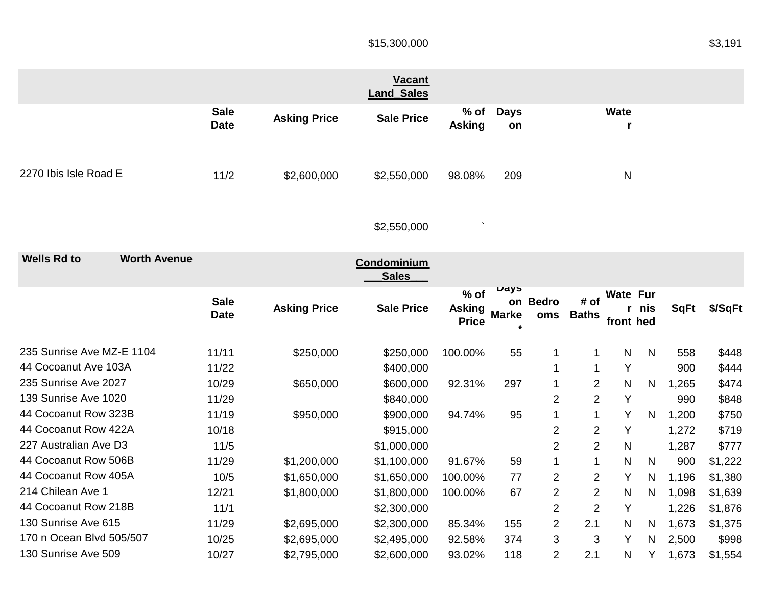| | | | $15,300,000 | | | | | | | | $3,191 |
|---|---|---|---|---|---|---|---|---|---|---|---|

| | | | **Vacant Land_Sales** | | | | | |
|---|---|---|---|---|---|---|---|---|
| | **Sale Date** | **Asking Price** | **Sale Price** | **% of Asking** | **Days on** | | | **Water** |
| 2270 Ibis Isle Road E | 11/2 | $2,600,000 | $2,550,000 | 98.08% | 209 | | | N |
| | | | $2,550,000 | ` | | | | |

| **Wells Rd to Worth Avenue** | | | **Condominium Sales** | | | | | | | | |
|---|---|---|---|---|---|---|---|---|---|---|---|
| | **Sale Date** | **Asking Price** | **Sale Price** | **% of Asking Price** | **Days on Market** | **Bedrooms** | **# of Baths** | **Water front** | **Furnished** | **SqFt** | **$/SqFt** |
| 235 Sunrise Ave MZ-E 1104 | 11/11 | $250,000 | $250,000 | 100.00% | 55 | 1 | 1 | N | N | 558 | $448 |
| 44 Cocoanut Ave 103A | 11/22 | | $400,000 | | | 1 | 1 | Y | | 900 | $444 |
| 235 Sunrise Ave 2027 | 10/29 | $650,000 | $600,000 | 92.31% | 297 | 1 | 2 | N | N | 1,265 | $474 |
| 139 Sunrise Ave 1020 | 11/29 | | $840,000 | | | 2 | 2 | Y | | 990 | $848 |
| 44 Cocoanut Row 323B | 11/19 | $950,000 | $900,000 | 94.74% | 95 | 1 | 1 | Y | N | 1,200 | $750 |
| 44 Cocoanut Row 422A | 10/18 | | $915,000 | | | 2 | 2 | Y | | 1,272 | $719 |
| 227 Australian Ave D3 | 11/5 | | $1,000,000 | | | 2 | 2 | N | | 1,287 | $777 |
| 44 Cocoanut Row 506B | 11/29 | $1,200,000 | $1,100,000 | 91.67% | 59 | 1 | 1 | N | N | 900 | $1,222 |
| 44 Cocoanut Row 405A | 10/5 | $1,650,000 | $1,650,000 | 100.00% | 77 | 2 | 2 | Y | N | 1,196 | $1,380 |
| 214 Chilean Ave 1 | 12/21 | $1,800,000 | $1,800,000 | 100.00% | 67 | 2 | 2 | N | N | 1,098 | $1,639 |
| 44 Cocoanut Row 218B | 11/1 | | $2,300,000 | | | 2 | 2 | Y | | 1,226 | $1,876 |
| 130 Sunrise Ave 615 | 11/29 | $2,695,000 | $2,300,000 | 85.34% | 155 | 2 | 2.1 | N | N | 1,673 | $1,375 |
| 170 n Ocean Blvd 505/507 | 10/25 | $2,695,000 | $2,495,000 | 92.58% | 374 | 3 | 3 | Y | N | 2,500 | $998 |
| 130 Sunrise Ave 509 | 10/27 | $2,795,000 | $2,600,000 | 93.02% | 118 | 2 | 2.1 | N | Y | 1,673 | $1,554 |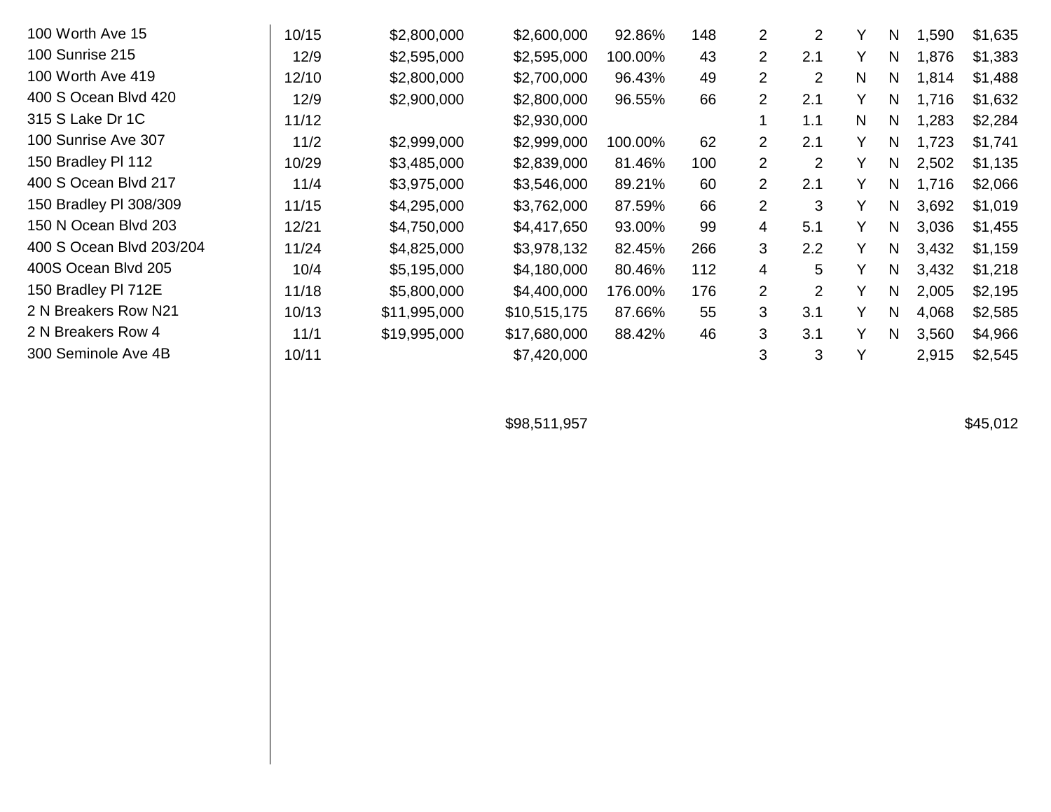| | | | | | | | | | | | |
|---|---|---|---|---|---|---|---|---|---|---|---|
| 100 Worth Ave 15 | 10/15 | $2,800,000 | $2,600,000 | 92.86% | 148 | 2 | 2 | Y | N | 1,590 | $1,635 |
| 100 Sunrise 215 | 12/9 | $2,595,000 | $2,595,000 | 100.00% | 43 | 2 | 2.1 | Y | N | 1,876 | $1,383 |
| 100 Worth Ave 419 | 12/10 | $2,800,000 | $2,700,000 | 96.43% | 49 | 2 | 2 | N | N | 1,814 | $1,488 |
| 400 S Ocean Blvd 420 | 12/9 | $2,900,000 | $2,800,000 | 96.55% | 66 | 2 | 2.1 | Y | N | 1,716 | $1,632 |
| 315 S Lake Dr 1C | 11/12 | | $2,930,000 | | | 1 | 1.1 | N | N | 1,283 | $2,284 |
| 100 Sunrise Ave 307 | 11/2 | $2,999,000 | $2,999,000 | 100.00% | 62 | 2 | 2.1 | Y | N | 1,723 | $1,741 |
| 150 Bradley Pl 112 | 10/29 | $3,485,000 | $2,839,000 | 81.46% | 100 | 2 | 2 | Y | N | 2,502 | $1,135 |
| 400 S Ocean Blvd 217 | 11/4 | $3,975,000 | $3,546,000 | 89.21% | 60 | 2 | 2.1 | Y | N | 1,716 | $2,066 |
| 150 Bradley Pl 308/309 | 11/15 | $4,295,000 | $3,762,000 | 87.59% | 66 | 2 | 3 | Y | N | 3,692 | $1,019 |
| 150 N Ocean Blvd 203 | 12/21 | $4,750,000 | $4,417,650 | 93.00% | 99 | 4 | 5.1 | Y | N | 3,036 | $1,455 |
| 400 S Ocean Blvd 203/204 | 11/24 | $4,825,000 | $3,978,132 | 82.45% | 266 | 3 | 2.2 | Y | N | 3,432 | $1,159 |
| 400S Ocean Blvd 205 | 10/4 | $5,195,000 | $4,180,000 | 80.46% | 112 | 4 | 5 | Y | N | 3,432 | $1,218 |
| 150 Bradley Pl 712E | 11/18 | $5,800,000 | $4,400,000 | 176.00% | 176 | 2 | 2 | Y | N | 2,005 | $2,195 |
| 2 N Breakers Row N21 | 10/13 | $11,995,000 | $10,515,175 | 87.66% | 55 | 3 | 3.1 | Y | N | 4,068 | $2,585 |
| 2 N Breakers Row 4 | 11/1 | $19,995,000 | $17,680,000 | 88.42% | 46 | 3 | 3.1 | Y | N | 3,560 | $4,966 |
| 300 Seminole Ave 4B | 10/11 | | $7,420,000 | | | 3 | 3 | Y | | 2,915 | $2,545 |
| | | | $98,511,957 | | | | | | | | $45,012 |